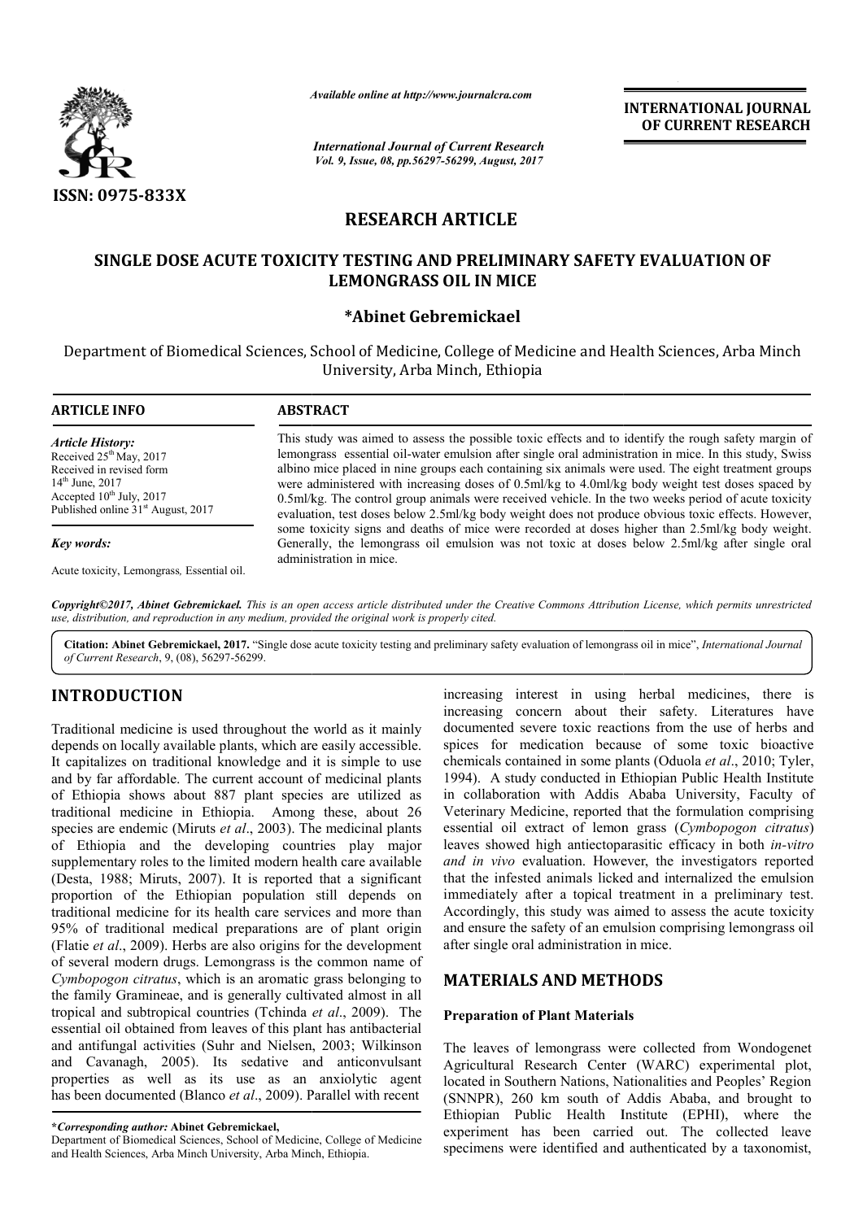ISSN: 0975-833X

*Available online at http://www.journalcra.com*

*International Journal of Current Research*
*Vol. 9, Issue, 08, pp.56297-56299, August, 2017*

**INTERNATIONAL JOURNAL OF CURRENT RESEARCH**

## RESEARCH ARTICLE

# SINGLE DOSE ACUTE TOXICITY TESTING AND PRELIMINARY SAFETY EVALUATION OF LEMONGRASS OIL IN MICE

**\*Abinet Gebremickael**

Department of Biomedical Sciences, School of Medicine, College of Medicine and Health Sciences, Arba Minch University, Arba Minch, Ethiopia

**ARTICLE INFO**

*Article History:*
Received 25th May, 2017
Received in revised form
14th June, 2017
Accepted 10th July, 2017
Published online 31st August, 2017

*Key words:*

Acute toxicity, Lemongrass, Essential oil.

**ABSTRACT**

This study was aimed to assess the possible toxic effects and to identify the rough safety margin of lemongrass essential oil-water emulsion after single oral administration in mice. In this study, Swiss albino mice placed in nine groups each containing six animals were used. The eight treatment groups were administered with increasing doses of 0.5ml/kg to 4.0ml/kg body weight test doses spaced by 0.5ml/kg. The control group animals were received vehicle. In the two weeks period of acute toxicity evaluation, test doses below 2.5ml/kg body weight does not produce obvious toxic effects. However, some toxicity signs and deaths of mice were recorded at doses higher than 2.5ml/kg body weight. Generally, the lemongrass oil emulsion was not toxic at doses below 2.5ml/kg after single oral administration in mice.

*Copyright©2017, Abinet Gebremickael. This is an open access article distributed under the Creative Commons Attribution License, which permits unrestricted use, distribution, and reproduction in any medium, provided the original work is properly cited.*

**Citation: Abinet Gebremickael, 2017.** "Single dose acute toxicity testing and preliminary safety evaluation of lemongrass oil in mice", *International Journal of Current Research*, 9, (08), 56297-56299.

## INTRODUCTION

Traditional medicine is used throughout the world as it mainly depends on locally available plants, which are easily accessible. It capitalizes on traditional knowledge and it is simple to use and by far affordable. The current account of medicinal plants of Ethiopia shows about 887 plant species are utilized as traditional medicine in Ethiopia. Among these, about 26 species are endemic (Miruts *et al*., 2003). The medicinal plants of Ethiopia and the developing countries play major supplementary roles to the limited modern health care available (Desta, 1988; Miruts, 2007). It is reported that a significant proportion of the Ethiopian population still depends on traditional medicine for its health care services and more than 95% of traditional medical preparations are of plant origin (Flatie *et al*., 2009). Herbs are also origins for the development of several modern drugs. Lemongrass is the common name of *Cymbopogon citratus*, which is an aromatic grass belonging to the family Gramineae, and is generally cultivated almost in all tropical and subtropical countries (Tchinda *et al*., 2009). The essential oil obtained from leaves of this plant has antibacterial and antifungal activities (Suhr and Nielsen, 2003; Wilkinson and Cavanagh, 2005). Its sedative and anticonvulsant properties as well as its use as an anxiolytic agent has been documented (Blanco *et al*., 2009). Parallel with recent increasing interest in using herbal medicines, there is increasing concern about their safety. Literatures have documented severe toxic reactions from the use of herbs and spices for medication because of some toxic bioactive chemicals contained in some plants (Oduola *et al*., 2010; Tyler, 1994). A study conducted in Ethiopian Public Health Institute in collaboration with Addis Ababa University, Faculty of Veterinary Medicine, reported that the formulation comprising essential oil extract of lemon grass (*Cymbopogon citratus*) leaves showed high antiectoparasitic efficacy in both *in-vitro and in vivo* evaluation. However, the investigators reported that the infested animals licked and internalized the emulsion immediately after a topical treatment in a preliminary test. Accordingly, this study was aimed to assess the acute toxicity and ensure the safety of an emulsion comprising lemongrass oil after single oral administration in mice.

## MATERIALS AND METHODS

### Preparation of Plant Materials

The leaves of lemongrass were collected from Wondogenet Agricultural Research Center (WARC) experimental plot, located in Southern Nations, Nationalities and Peoples' Region (SNNPR), 260 km south of Addis Ababa, and brought to Ethiopian Public Health Institute (EPHI), where the experiment has been carried out. The collected leave specimens were identified and authenticated by a taxonomist,

**\*Corresponding author: Abinet Gebremickael,**
Department of Biomedical Sciences, School of Medicine, College of Medicine and Health Sciences, Arba Minch University, Arba Minch, Ethiopia.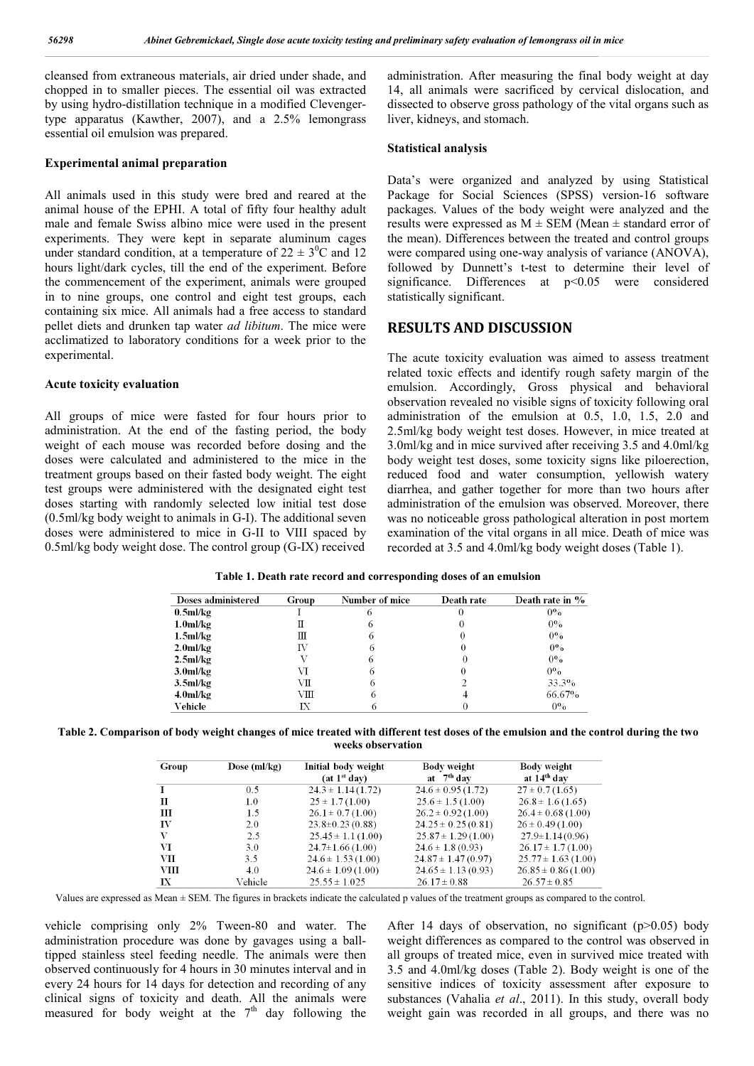cleansed from extraneous materials, air dried under shade, and chopped in to smaller pieces. The essential oil was extracted by using hydro-distillation technique in a modified Clevenger-type apparatus (Kawther, 2007), and a 2.5% lemongrass essential oil emulsion was prepared.

### Experimental animal preparation

All animals used in this study were bred and reared at the animal house of the EPHI. A total of fifty four healthy adult male and female Swiss albino mice were used in the present experiments. They were kept in separate aluminum cages under standard condition, at a temperature of $22 \pm 3^0$C and 12 hours light/dark cycles, till the end of the experiment. Before the commencement of the experiment, animals were grouped in to nine groups, one control and eight test groups, each containing six mice. All animals had a free access to standard pellet diets and drunken tap water *ad libitum*. The mice were acclimatized to laboratory conditions for a week prior to the experimental.

### Acute toxicity evaluation

All groups of mice were fasted for four hours prior to administration. At the end of the fasting period, the body weight of each mouse was recorded before dosing and the doses were calculated and administered to the mice in the treatment groups based on their fasted body weight. The eight test groups were administered with the designated eight test doses starting with randomly selected low initial test dose (0.5ml/kg body weight to animals in G-I). The additional seven doses were administered to mice in G-II to VIII spaced by 0.5ml/kg body weight dose. The control group (G-IX) received vehicle comprising only 2% Tween-80 and water. The administration procedure was done by gavages using a ball-tipped stainless steel feeding needle. The animals were then observed continuously for 4 hours in 30 minutes interval and in every 24 hours for 14 days for detection and recording of any clinical signs of toxicity and death. All the animals were measured for body weight at the 7th day following the administration. After measuring the final body weight at day 14, all animals were sacrificed by cervical dislocation, and dissected to observe gross pathology of the vital organs such as liver, kidneys, and stomach.

### Statistical analysis

Data's were organized and analyzed by using Statistical Package for Social Sciences (SPSS) version-16 software packages. Values of the body weight were analyzed and the results were expressed as M ± SEM (Mean ± standard error of the mean). Differences between the treated and control groups were compared using one-way analysis of variance (ANOVA), followed by Dunnett's t-test to determine their level of significance. Differences at $p<0.05$ were considered statistically significant.

## RESULTS AND DISCUSSION

The acute toxicity evaluation was aimed to assess treatment related toxic effects and identify rough safety margin of the emulsion. Accordingly, Gross physical and behavioral observation revealed no visible signs of toxicity following oral administration of the emulsion at 0.5, 1.0, 1.5, 2.0 and 2.5ml/kg body weight test doses. However, in mice treated at 3.0ml/kg and in mice survived after receiving 3.5 and 4.0ml/kg body weight test doses, some toxicity signs like piloerection, reduced food and water consumption, yellowish watery diarrhea, and gather together for more than two hours after administration of the emulsion was observed. Moreover, there was no noticeable gross pathological alteration in post mortem examination of the vital organs in all mice. Death of mice was recorded at 3.5 and 4.0ml/kg body weight doses (Table 1).

**Table 1. Death rate record and corresponding doses of an emulsion**

| Doses administered | Group | Number of mice | Death rate | Death rate in % |
|---|---|---|---|---|
| 0.5ml/kg | I | 6 | 0 | 0% |
| 1.0ml/kg | II | 6 | 0 | 0% |
| 1.5ml/kg | III | 6 | 0 | 0% |
| 2.0ml/kg | IV | 6 | 0 | 0% |
| 2.5ml/kg | V | 6 | 0 | 0% |
| 3.0ml/kg | VI | 6 | 0 | 0% |
| 3.5ml/kg | VII | 6 | 2 | 33.3% |
| 4.0ml/kg | VIII | 6 | 4 | 66.67% |
| Vehicle | IX | 6 | 0 | 0% |

**Table 2. Comparison of body weight changes of mice treated with different test doses of the emulsion and the control during the two weeks observation**

| Group | Dose (ml/kg) | Initial body weight (at 1st day) | Body weight at 7th day | Body weight at 14th day |
|---|---|---|---|---|
| I | 0.5 | 24.3 ± 1.14 (1.72) | 24.6 ± 0.95 (1.72) | 27 ± 0.7 (1.65) |
| II | 1.0 | 25 ± 1.7 (1.00) | 25.6 ± 1.5 (1.00) | 26.8 ± 1.6 (1.65) |
| III | 1.5 | 26.1 ± 0.7 (1.00) | 26.2 ± 0.92 (1.00) | 26.4 ± 0.68 (1.00) |
| IV | 2.0 | 23.8±0.23 (0.88) | 24.25 ± 0.25 (0.81) | 26 ± 0.49 (1.00) |
| V | 2.5 | 25.45 ± 1.1 (1.00) | 25.87 ± 1.29 (1.00) | 27.9±1.14 (0.96) |
| VI | 3.0 | 24.7±1.66 (1.00) | 24.6 ± 1.8 (0.93) | 26.17 ± 1.7 (1.00) |
| VII | 3.5 | 24.6 ± 1.53 (1.00) | 24.87 ± 1.47 (0.97) | 25.77 ± 1.63 (1.00) |
| VIII | 4.0 | 24.6 ± 1.09 (1.00) | 24.65 ± 1.13 (0.93) | 26.85 ± 0.86 (1.00) |
| IX | Vehicle | 25.55 ± 1.025 | 26.17 ± 0.88 | 26.57 ± 0.85 |

Values are expressed as Mean ± SEM. The figures in brackets indicate the calculated p values of the treatment groups as compared to the control.

After 14 days of observation, no significant ($p>0.05$) body weight differences as compared to the control was observed in all groups of treated mice, even in survived mice treated with 3.5 and 4.0ml/kg doses (Table 2). Body weight is one of the sensitive indices of toxicity assessment after exposure to substances (Vahalia *et al*., 2011). In this study, overall body weight gain was recorded in all groups, and there was no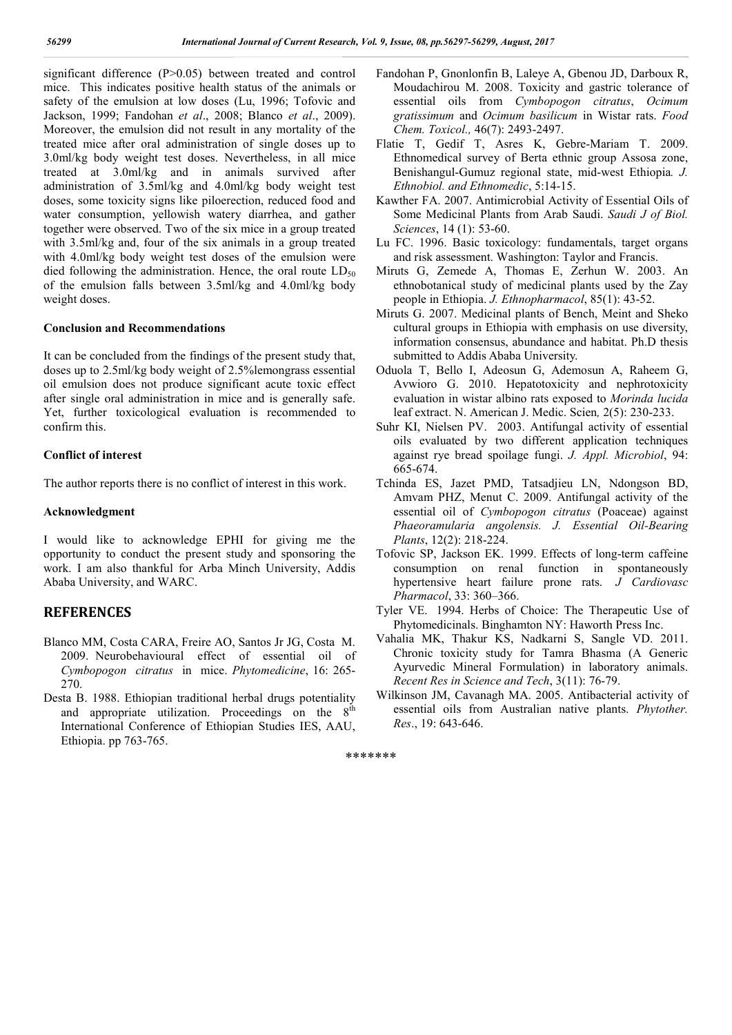significant difference (P>0.05) between treated and control mice. This indicates positive health status of the animals or safety of the emulsion at low doses (Lu, 1996; Tofovic and Jackson, 1999; Fandohan *et al*., 2008; Blanco *et al*., 2009). Moreover, the emulsion did not result in any mortality of the treated mice after oral administration of single doses up to 3.0ml/kg body weight test doses. Nevertheless, in all mice treated at 3.0ml/kg and in animals survived after administration of 3.5ml/kg and 4.0ml/kg body weight test doses, some toxicity signs like piloerection, reduced food and water consumption, yellowish watery diarrhea, and gather together were observed. Two of the six mice in a group treated with 3.5ml/kg and, four of the six animals in a group treated with 4.0ml/kg body weight test doses of the emulsion were died following the administration. Hence, the oral route $LD_{50}$ of the emulsion falls between 3.5ml/kg and 4.0ml/kg body weight doses.

### Conclusion and Recommendations

It can be concluded from the findings of the present study that, doses up to 2.5ml/kg body weight of 2.5%lemongrass essential oil emulsion does not produce significant acute toxic effect after single oral administration in mice and is generally safe. Yet, further toxicological evaluation is recommended to confirm this.

### Conflict of interest

The author reports there is no conflict of interest in this work.

### Acknowledgment

I would like to acknowledge EPHI for giving me the opportunity to conduct the present study and sponsoring the work. I am also thankful for Arba Minch University, Addis Ababa University, and WARC.

## REFERENCES

Blanco MM, Costa CARA, Freire AO, Santos Jr JG, Costa M. 2009. Neurobehavioural effect of essential oil of *Cymbopogon citratus* in mice. *Phytomedicine*, 16: 265-270.

Desta B. 1988. Ethiopian traditional herbal drugs potentiality and appropriate utilization. Proceedings on the 8th International Conference of Ethiopian Studies IES, AAU, Ethiopia. pp 763-765.

Fandohan P, Gnonlonfin B, Laleye A, Gbenou JD, Darboux R, Moudachirou M. 2008. Toxicity and gastric tolerance of essential oils from *Cymbopogon citratus*, *Ocimum gratissimum* and *Ocimum basilicum* in Wistar rats. *Food Chem. Toxicol.,* 46(7): 2493-2497.

Flatie T, Gedif T, Asres K, Gebre-Mariam T. 2009. Ethnomedical survey of Berta ethnic group Assosa zone, Benishangul-Gumuz regional state, mid-west Ethiopia. *J. Ethnobiol. and Ethnomedic*, 5:14-15.

Kawther FA. 2007. Antimicrobial Activity of Essential Oils of Some Medicinal Plants from Arab Saudi. *Saudi J of Biol. Sciences*, 14 (1): 53-60.

Lu FC. 1996. Basic toxicology: fundamentals, target organs and risk assessment. Washington: Taylor and Francis.

Miruts G, Zemede A, Thomas E, Zerhun W. 2003. An ethnobotanical study of medicinal plants used by the Zay people in Ethiopia. *J. Ethnopharmacol*, 85(1): 43-52.

Miruts G. 2007. Medicinal plants of Bench, Meint and Sheko cultural groups in Ethiopia with emphasis on use diversity, information consensus, abundance and habitat. Ph.D thesis submitted to Addis Ababa University.

Oduola T, Bello I, Adeosun G, Ademosun A, Raheem G, Avwioro G. 2010. Hepatotoxicity and nephrotoxicity evaluation in wistar albino rats exposed to *Morinda lucida* leaf extract. N. American J. Medic. Scien*,* 2(5): 230-233.

Suhr KI, Nielsen PV. 2003. Antifungal activity of essential oils evaluated by two different application techniques against rye bread spoilage fungi. *J. Appl. Microbiol*, 94: 665-674.

Tchinda ES, Jazet PMD, Tatsadjieu LN, Ndongson BD, Amvam PHZ, Menut C. 2009. Antifungal activity of the essential oil of *Cymbopogon citratus* (Poaceae) against *Phaeoramularia angolensis. J. Essential Oil-Bearing Plants*, 12(2): 218-224.

Tofovic SP, Jackson EK. 1999. Effects of long-term caffeine consumption on renal function in spontaneously hypertensive heart failure prone rats. *J Cardiovasc Pharmacol*, 33: 360–366.

Tyler VE. 1994. Herbs of Choice: The Therapeutic Use of Phytomedicinals. Binghamton NY: Haworth Press Inc.

Vahalia MK, Thakur KS, Nadkarni S, Sangle VD. 2011. Chronic toxicity study for Tamra Bhasma (A Generic Ayurvedic Mineral Formulation) in laboratory animals. *Recent Res in Science and Tech*, 3(11): 76-79.

Wilkinson JM, Cavanagh MA. 2005. Antibacterial activity of essential oils from Australian native plants. *Phytother. Res*., 19: 643-646.

\*\*\*\*\*\*\*